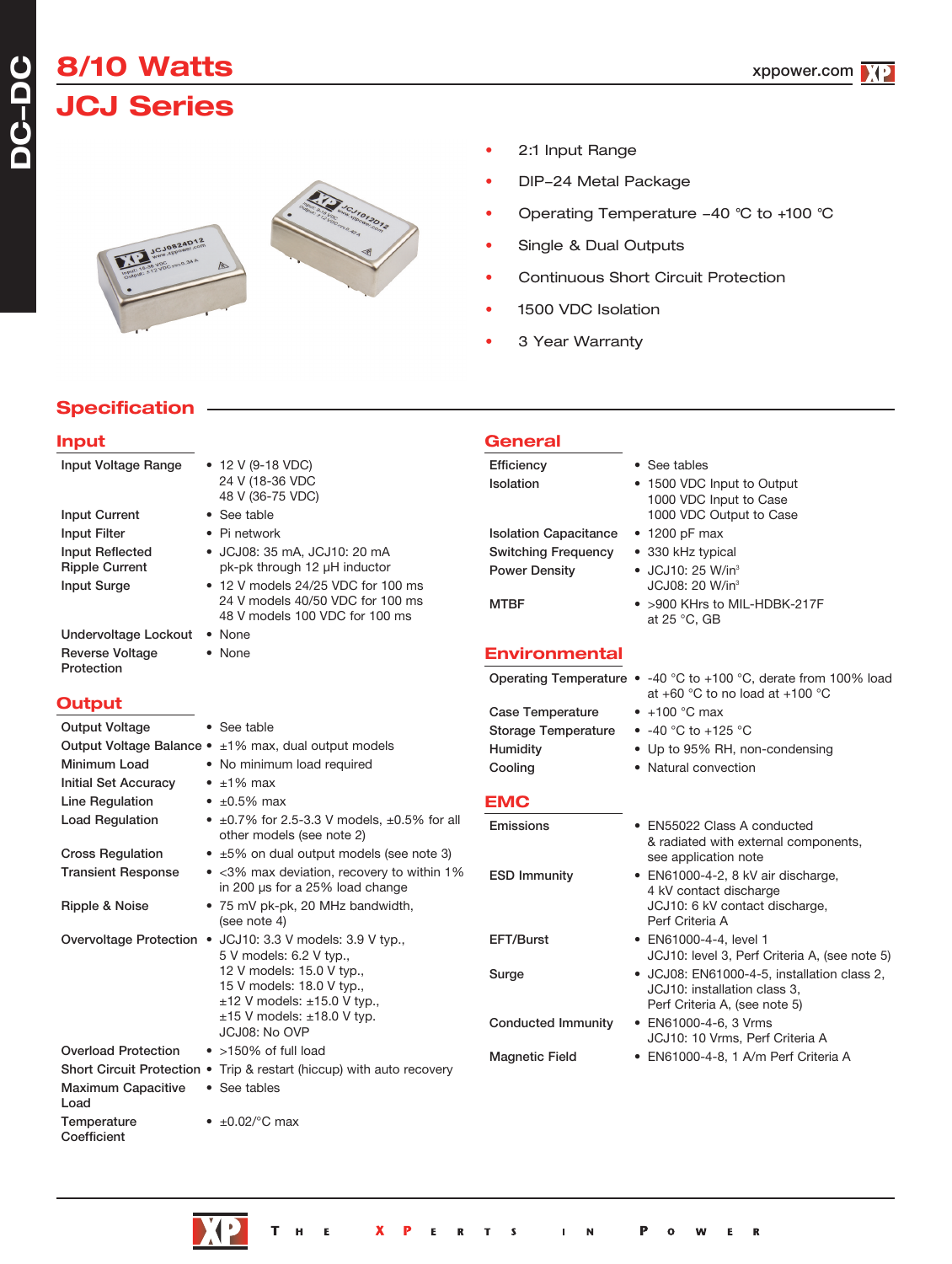# 8/10 Watts

# JCJ Series

- 2:1 Input Range
- DIP-24 Metal Package
- Operating Temperature –40 °C to +100 °C
- Single & Dual Outputs
- Continuous Short Circuit Protection
- 1500 VDC Isolation
- 3 Year Warranty

## Specification

### Input

| | |
|---|---|
| Input Voltage Range | • 12 V (9-18 VDC)<br>24 V (18-36 VDC<br>48 V (36-75 VDC) |
| Input Current | • See table |
| Input Filter | • Pi network |
| Input Reflected Ripple Current | • JCJ08: 35 mA, JCJ10: 20 mA pk-pk through 12 µH inductor |
| Input Surge | • 12 V models 24/25 VDC for 100 ms<br>24 V models 40/50 VDC for 100 ms<br>48 V models 100 VDC for 100 ms |
| Undervoltage Lockout | • None |
| Reverse Voltage Protection | • None |

### Output

| | |
|---|---|
| Output Voltage | • See table |
| Output Voltage Balance | • ±1% max, dual output models |
| Minimum Load | • No minimum load required |
| Initial Set Accuracy | • ±1% max |
| Line Regulation | • ±0.5% max |
| Load Regulation | • ±0.7% for 2.5-3.3 V models, ±0.5% for all other models (see note 2) |
| Cross Regulation | • ±5% on dual output models (see note 3) |
| Transient Response | • <3% max deviation, recovery to within 1% in 200 µs for a 25% load change |
| Ripple & Noise | • 75 mV pk-pk, 20 MHz bandwidth, (see note 4) |
| Overvoltage Protection | • JCJ10: 3.3 V models: 3.9 V typ.,<br>5 V models: 6.2 V typ.,<br>12 V models: 15.0 V typ.,<br>15 V models: 18.0 V typ.,<br>±12 V models: ±15.0 V typ.,<br>±15 V models: ±18.0 V typ.<br>JCJ08: No OVP |
| Overload Protection | • >150% of full load |
| Short Circuit Protection | • Trip & restart (hiccup) with auto recovery |
| Maximum Capacitive Load | • See tables |
| Temperature Coefficient | • ±0.02/°C max |

### General

| | |
|---|---|
| Efficiency | • See tables |
| Isolation | • 1500 VDC Input to Output<br>1000 VDC Input to Case<br>1000 VDC Output to Case |
| Isolation Capacitance | • 1200 pF max |
| Switching Frequency | • 330 kHz typical |
| Power Density | • JCJ10: 25 W/in³<br>JCJ08: 20 W/in³ |
| MTBF | • >900 KHrs to MIL-HDBK-217F at 25 °C, GB |

### Environmental

| | |
|---|---|
| Operating Temperature | • -40 °C to +100 °C, derate from 100% load at +60 °C to no load at +100 °C |
| Case Temperature | • +100 °C max |
| Storage Temperature | • -40 °C to +125 °C |
| Humidity | • Up to 95% RH, non-condensing |
| Cooling | • Natural convection |

### EMC

| | |
|---|---|
| Emissions | • EN55022 Class A conducted & radiated with external components, see application note |
| ESD Immunity | • EN61000-4-2, 8 kV air discharge, 4 kV contact discharge<br>JCJ10: 6 kV contact discharge, Perf Criteria A |
| EFT/Burst | • EN61000-4-4, level 1<br>JCJ10: level 3, Perf Criteria A, (see note 5) |
| Surge | • JCJ08: EN61000-4-5, installation class 2,<br>JCJ10: installation class 3, Perf Criteria A, (see note 5) |
| Conducted Immunity | • EN61000-4-6, 3 Vrms<br>JCJ10: 10 Vrms, Perf Criteria A |
| Magnetic Field | • EN61000-4-8, 1 A/m Perf Criteria A |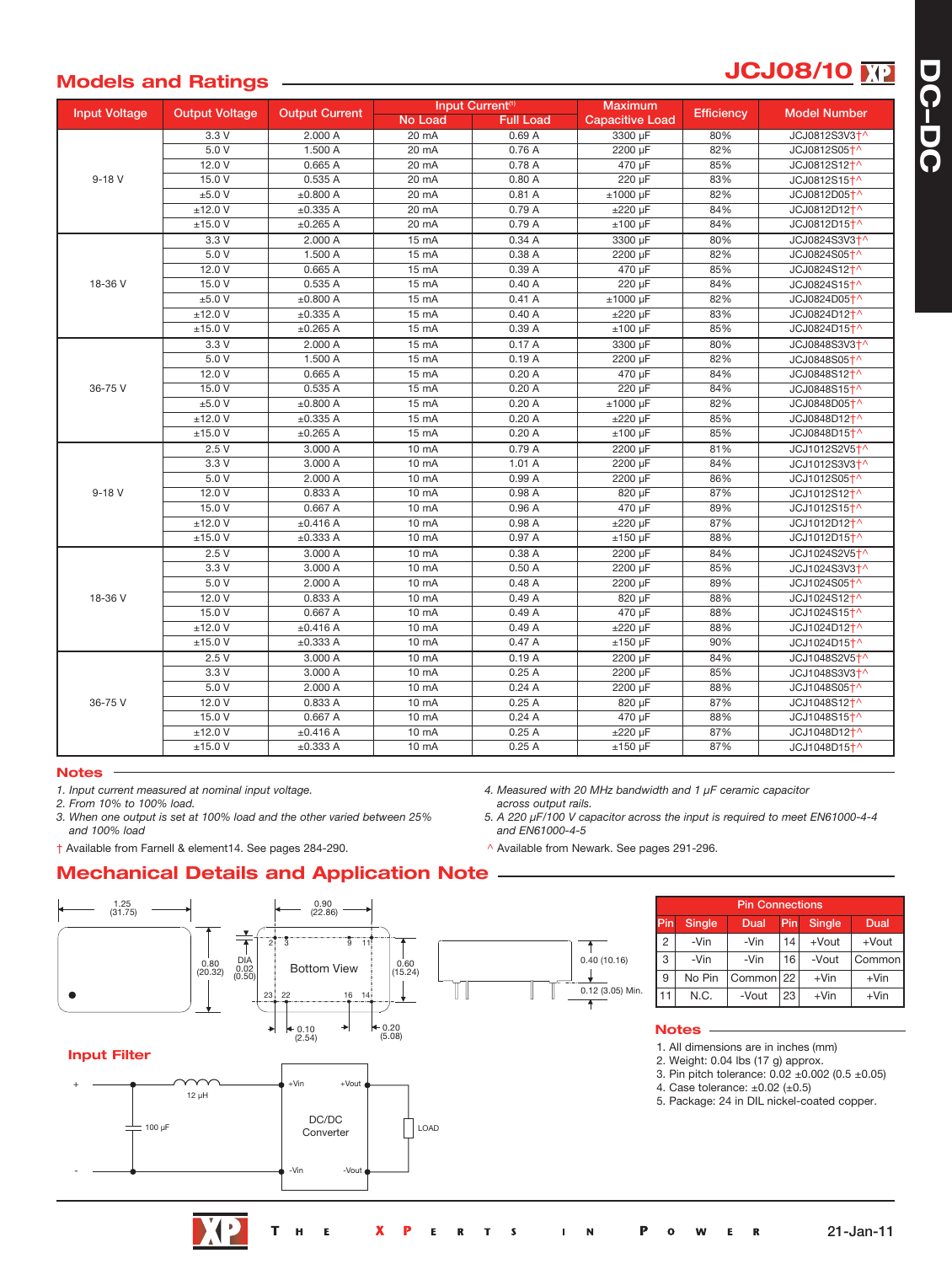## Models and Ratings

**JCJ08/10**

| Input Voltage | Output Voltage | Output Current | Input Current[1] No Load | Input Current[1] Full Load | Maximum Capacitive Load | Efficiency | Model Number |
|---|---|---|---|---|---|---|---|
| 9-18 V | 3.3 V | 2.000 A | 20 mA | 0.69 A | 3300 µF | 80% | JCJ0812S3V3†^ |
| | 5.0 V | 1.500 A | 20 mA | 0.76 A | 2200 µF | 82% | JCJ0812S05†^ |
| | 12.0 V | 0.665 A | 20 mA | 0.78 A | 470 µF | 85% | JCJ0812S12†^ |
| | 15.0 V | 0.535 A | 20 mA | 0.80 A | 220 µF | 83% | JCJ0812S15†^ |
| | ±5.0 V | ±0.800 A | 20 mA | 0.81 A | ±1000 µF | 82% | JCJ0812D05†^ |
| | ±12.0 V | ±0.335 A | 20 mA | 0.79 A | ±220 µF | 84% | JCJ0812D12†^ |
| | ±15.0 V | ±0.265 A | 20 mA | 0.79 A | ±100 µF | 84% | JCJ0812D15†^ |
| 18-36 V | 3.3 V | 2.000 A | 15 mA | 0.34 A | 3300 µF | 80% | JCJ0824S3V3†^ |
| | 5.0 V | 1.500 A | 15 mA | 0.38 A | 2200 µF | 82% | JCJ0824S05†^ |
| | 12.0 V | 0.665 A | 15 mA | 0.39 A | 470 µF | 85% | JCJ0824S12†^ |
| | 15.0 V | 0.535 A | 15 mA | 0.40 A | 220 µF | 84% | JCJ0824S15†^ |
| | ±5.0 V | ±0.800 A | 15 mA | 0.41 A | ±1000 µF | 82% | JCJ0824D05†^ |
| | ±12.0 V | ±0.335 A | 15 mA | 0.40 A | ±220 µF | 83% | JCJ0824D12†^ |
| | ±15.0 V | ±0.265 A | 15 mA | 0.39 A | ±100 µF | 85% | JCJ0824D15†^ |
| 36-75 V | 3.3 V | 2.000 A | 15 mA | 0.17 A | 3300 µF | 80% | JCJ0848S3V3†^ |
| | 5.0 V | 1.500 A | 15 mA | 0.19 A | 2200 µF | 82% | JCJ0848S05†^ |
| | 12.0 V | 0.665 A | 15 mA | 0.20 A | 470 µF | 84% | JCJ0848S12†^ |
| | 15.0 V | 0.535 A | 15 mA | 0.20 A | 220 µF | 84% | JCJ0848S15†^ |
| | ±5.0 V | ±0.800 A | 15 mA | 0.20 A | ±1000 µF | 82% | JCJ0848D05†^ |
| | ±12.0 V | ±0.335 A | 15 mA | 0.20 A | ±220 µF | 85% | JCJ0848D12†^ |
| | ±15.0 V | ±0.265 A | 15 mA | 0.20 A | ±100 µF | 85% | JCJ0848D15†^ |
| 9-18 V | 2.5 V | 3.000 A | 10 mA | 0.79 A | 2200 µF | 81% | JCJ1012S2V5†^ |
| | 3.3 V | 3.000 A | 10 mA | 1.01 A | 2200 µF | 84% | JCJ1012S3V3†^ |
| | 5.0 V | 2.000 A | 10 mA | 0.99 A | 2200 µF | 86% | JCJ1012S05†^ |
| | 12.0 V | 0.833 A | 10 mA | 0.98 A | 820 µF | 87% | JCJ1012S12†^ |
| | 15.0 V | 0.667 A | 10 mA | 0.96 A | 470 µF | 89% | JCJ1012S15†^ |
| | ±12.0 V | ±0.416 A | 10 mA | 0.98 A | ±220 µF | 87% | JCJ1012D12†^ |
| | ±15.0 V | ±0.333 A | 10 mA | 0.97 A | ±150 µF | 88% | JCJ1012D15†^ |
| 18-36 V | 2.5 V | 3.000 A | 10 mA | 0.38 A | 2200 µF | 84% | JCJ1024S2V5†^ |
| | 3.3 V | 3.000 A | 10 mA | 0.50 A | 2200 µF | 85% | JCJ1024S3V3†^ |
| | 5.0 V | 2.000 A | 10 mA | 0.48 A | 2200 µF | 89% | JCJ1024S05†^ |
| | 12.0 V | 0.833 A | 10 mA | 0.49 A | 820 µF | 88% | JCJ1024S12†^ |
| | 15.0 V | 0.667 A | 10 mA | 0.49 A | 470 µF | 88% | JCJ1024S15†^ |
| | ±12.0 V | ±0.416 A | 10 mA | 0.49 A | ±220 µF | 88% | JCJ1024D12†^ |
| | ±15.0 V | ±0.333 A | 10 mA | 0.47 A | ±150 µF | 90% | JCJ1024D15†^ |
| 36-75 V | 2.5 V | 3.000 A | 10 mA | 0.19 A | 2200 µF | 84% | JCJ1048S2V5†^ |
| | 3.3 V | 3.000 A | 10 mA | 0.25 A | 2200 µF | 85% | JCJ1048S3V3†^ |
| | 5.0 V | 2.000 A | 10 mA | 0.24 A | 2200 µF | 88% | JCJ1048S05†^ |
| | 12.0 V | 0.833 A | 10 mA | 0.25 A | 820 µF | 87% | JCJ1048S12†^ |
| | 15.0 V | 0.667 A | 10 mA | 0.24 A | 470 µF | 88% | JCJ1048S15†^ |
| | ±12.0 V | ±0.416 A | 10 mA | 0.25 A | ±220 µF | 87% | JCJ1048D12†^ |
| | ±15.0 V | ±0.333 A | 10 mA | 0.25 A | ±150 µF | 87% | JCJ1048D15†^ |

### Notes

*1. Input current measured at nominal input voltage.*
*2. From 10% to 100% load.*
*3. When one output is set at 100% load and the other varied between 25% and 100% load*
*4. Measured with 20 MHz bandwidth and 1 µF ceramic capacitor across output rails.*
*5. A 220 µF/100 V capacitor across the input is required to meet EN61000-4-4 and EN61000-4-5*

† Available from Farnell & element14. See pages 284-290.
^ Available from Newark. See pages 291-296.

## Mechanical Details and Application Note

1.25 (31.75)
0.90 (22.86)
0.80 (20.32)
DIA 0.02 (0.50)
Bottom View
2 3 9 11
23 22 16 14
0.60 (15.24)
0.10 (2.54)
0.20 (5.08)
0.40 (10.16)
0.12 (3.05) Min.

| Pin Connections | | | | | |
|---|---|---|---|---|---|
| Pin | Single | Dual | Pin | Single | Dual |
| 2 | -Vin | -Vin | 14 | +Vout | +Vout |
| 3 | -Vin | -Vin | 16 | -Vout | Common |
| 9 | No Pin | Common | 22 | +Vin | +Vin |
| 11 | N.C. | -Vout | 23 | +Vin | +Vin |

### Notes

1. All dimensions are in inches (mm)
2. Weight: 0.04 lbs (17 g) approx.
3. Pin pitch tolerance: 0.02 ±0.002 (0.5 ±0.05)
4. Case tolerance: ±0.02 (±0.5)
5. Package: 24 in DIL nickel-coated copper.

### Input Filter

+
-
12 µH
100 µF
+Vin
+Vout
DC/DC Converter
-Vin
-Vout
LOAD